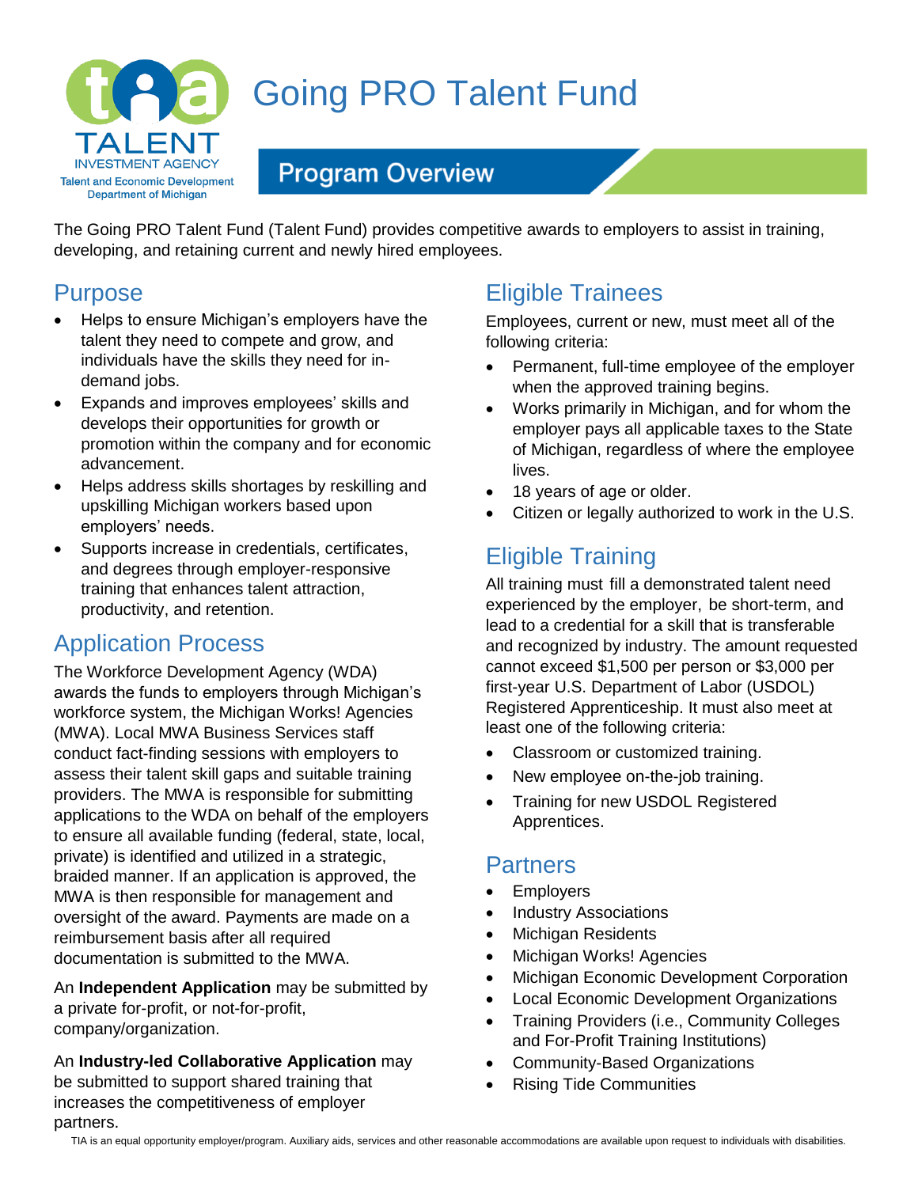TALENT INVESTMENT AGENCY
Talent and Economic Development Department of Michigan

# Going PRO Talent Fund

## Program Overview

The Going PRO Talent Fund (Talent Fund) provides competitive awards to employers to assist in training, developing, and retaining current and newly hired employees.

## Purpose

- Helps to ensure Michigan's employers have the talent they need to compete and grow, and individuals have the skills they need for in-demand jobs.
- Expands and improves employees' skills and develops their opportunities for growth or promotion within the company and for economic advancement.
- Helps address skills shortages by reskilling and upskilling Michigan workers based upon employers' needs.
- Supports increase in credentials, certificates, and degrees through employer-responsive training that enhances talent attraction, productivity, and retention.

## Application Process

The Workforce Development Agency (WDA) awards the funds to employers through Michigan's workforce system, the Michigan Works! Agencies (MWA). Local MWA Business Services staff conduct fact-finding sessions with employers to assess their talent skill gaps and suitable training providers. The MWA is responsible for submitting applications to the WDA on behalf of the employers to ensure all available funding (federal, state, local, private) is identified and utilized in a strategic, braided manner. If an application is approved, the MWA is then responsible for management and oversight of the award. Payments are made on a reimbursement basis after all required documentation is submitted to the MWA.

An **Independent Application** may be submitted by a private for-profit, or not-for-profit, company/organization.

An **Industry-led Collaborative Application** may be submitted to support shared training that increases the competitiveness of employer partners.

## Eligible Trainees

Employees, current or new, must meet all of the following criteria:

- Permanent, full-time employee of the employer when the approved training begins.
- Works primarily in Michigan, and for whom the employer pays all applicable taxes to the State of Michigan, regardless of where the employee lives.
- 18 years of age or older.
- Citizen or legally authorized to work in the U.S.

## Eligible Training

All training must fill a demonstrated talent need experienced by the employer, be short-term, and lead to a credential for a skill that is transferable and recognized by industry. The amount requested cannot exceed $1,500 per person or $3,000 per first-year U.S. Department of Labor (USDOL) Registered Apprenticeship. It must also meet at least one of the following criteria:

- Classroom or customized training.
- New employee on-the-job training.
- Training for new USDOL Registered Apprentices.

## Partners

- Employers
- Industry Associations
- Michigan Residents
- Michigan Works! Agencies
- Michigan Economic Development Corporation
- Local Economic Development Organizations
- Training Providers (i.e., Community Colleges and For-Profit Training Institutions)
- Community-Based Organizations
- Rising Tide Communities

TIA is an equal opportunity employer/program. Auxiliary aids, services and other reasonable accommodations are available upon request to individuals with disabilities.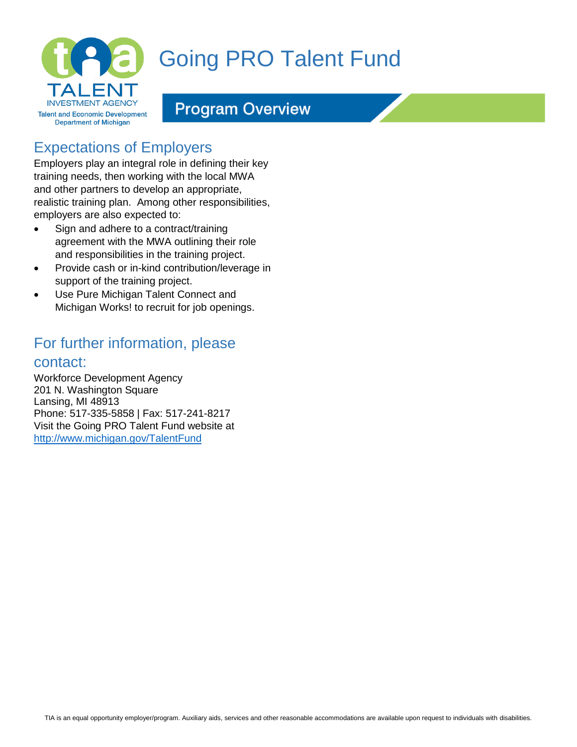# Going PRO Talent Fund

## Program Overview

## Expectations of Employers

Employers play an integral role in defining their key training needs, then working with the local MWA and other partners to develop an appropriate, realistic training plan. Among other responsibilities, employers are also expected to:

- Sign and adhere to a contract/training agreement with the MWA outlining their role and responsibilities in the training project.
- Provide cash or in-kind contribution/leverage in support of the training project.
- Use Pure Michigan Talent Connect and Michigan Works! to recruit for job openings.

## For further information, please contact:

Workforce Development Agency
201 N. Washington Square
Lansing, MI 48913
Phone: 517-335-5858 | Fax: 517-241-8217
Visit the Going PRO Talent Fund website at
http://www.michigan.gov/TalentFund

TIA is an equal opportunity employer/program. Auxiliary aids, services and other reasonable accommodations are available upon request to individuals with disabilities.